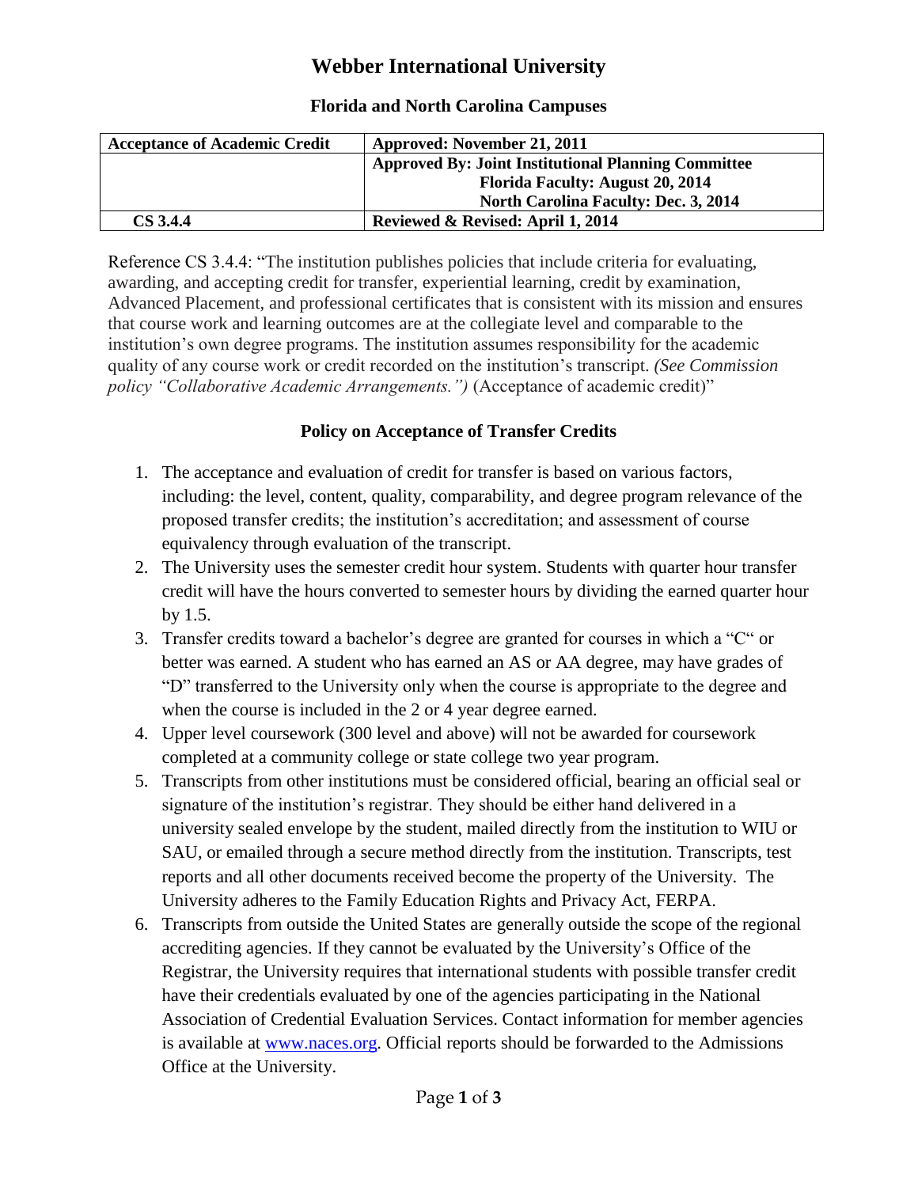# Webber International University

## Florida and North Carolina Campuses

| **Acceptance of Academic Credit** | **Approved: November 21, 2011** |
|---|---|
| | **Approved By: Joint Institutional Planning Committee**<br>**Florida Faculty: August 20, 2014**<br>**North Carolina Faculty: Dec. 3, 2014** |
| **CS 3.4.4** | **Reviewed & Revised: April 1, 2014** |

Reference CS 3.4.4: "The institution publishes policies that include criteria for evaluating, awarding, and accepting credit for transfer, experiential learning, credit by examination, Advanced Placement, and professional certificates that is consistent with its mission and ensures that course work and learning outcomes are at the collegiate level and comparable to the institution's own degree programs. The institution assumes responsibility for the academic quality of any course work or credit recorded on the institution's transcript. *(See Commission policy "Collaborative Academic Arrangements.")* (Acceptance of academic credit)"

### Policy on Acceptance of Transfer Credits

1. The acceptance and evaluation of credit for transfer is based on various factors, including: the level, content, quality, comparability, and degree program relevance of the proposed transfer credits; the institution's accreditation; and assessment of course equivalency through evaluation of the transcript.
2. The University uses the semester credit hour system. Students with quarter hour transfer credit will have the hours converted to semester hours by dividing the earned quarter hour by 1.5.
3. Transfer credits toward a bachelor's degree are granted for courses in which a "C" or better was earned. A student who has earned an AS or AA degree, may have grades of "D" transferred to the University only when the course is appropriate to the degree and when the course is included in the 2 or 4 year degree earned.
4. Upper level coursework (300 level and above) will not be awarded for coursework completed at a community college or state college two year program.
5. Transcripts from other institutions must be considered official, bearing an official seal or signature of the institution's registrar. They should be either hand delivered in a university sealed envelope by the student, mailed directly from the institution to WIU or SAU, or emailed through a secure method directly from the institution. Transcripts, test reports and all other documents received become the property of the University. The University adheres to the Family Education Rights and Privacy Act, FERPA.
6. Transcripts from outside the United States are generally outside the scope of the regional accrediting agencies. If they cannot be evaluated by the University's Office of the Registrar, the University requires that international students with possible transfer credit have their credentials evaluated by one of the agencies participating in the National Association of Credential Evaluation Services. Contact information for member agencies is available at [www.naces.org](http://www.naces.org). Official reports should be forwarded to the Admissions Office at the University.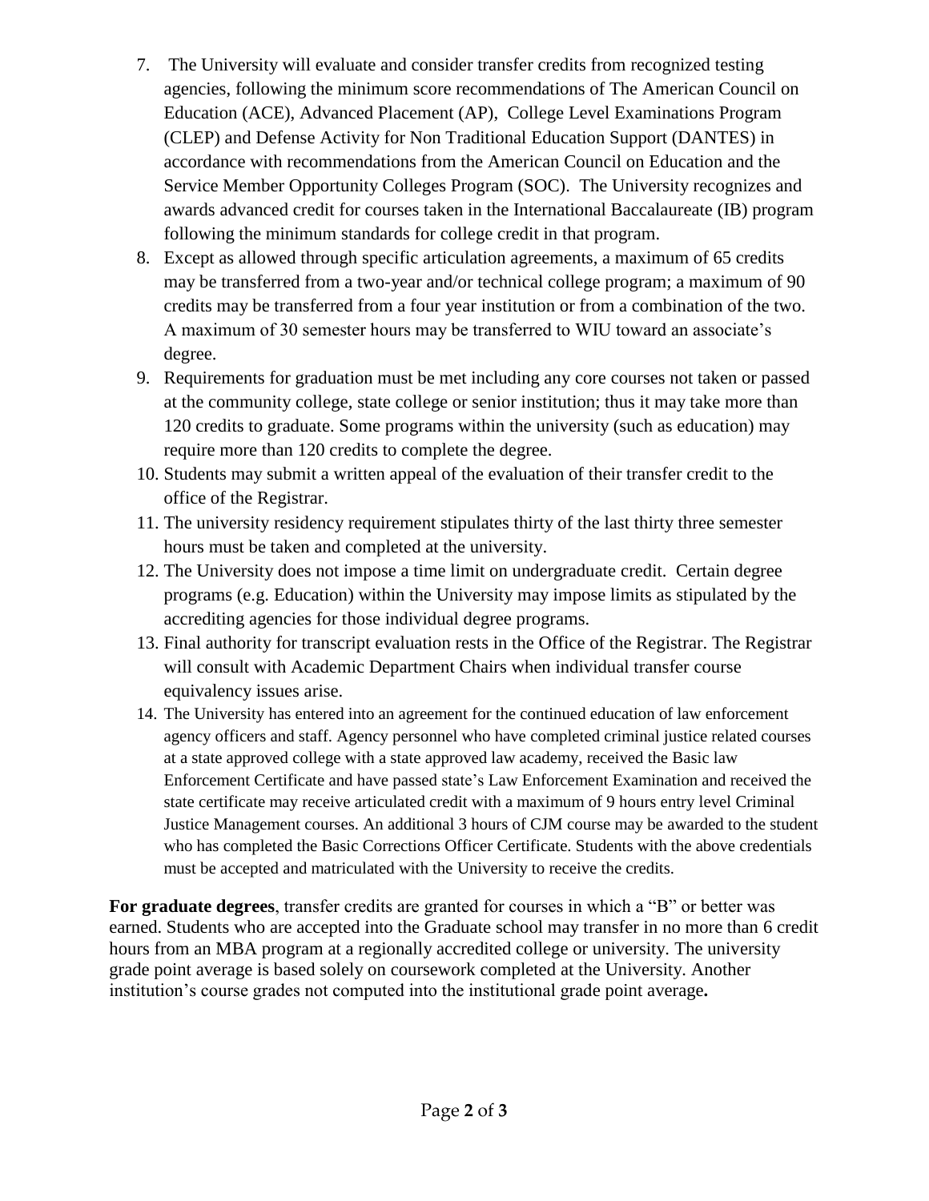7. The University will evaluate and consider transfer credits from recognized testing agencies, following the minimum score recommendations of The American Council on Education (ACE), Advanced Placement (AP), College Level Examinations Program (CLEP) and Defense Activity for Non Traditional Education Support (DANTES) in accordance with recommendations from the American Council on Education and the Service Member Opportunity Colleges Program (SOC). The University recognizes and awards advanced credit for courses taken in the International Baccalaureate (IB) program following the minimum standards for college credit in that program.
8. Except as allowed through specific articulation agreements, a maximum of 65 credits may be transferred from a two-year and/or technical college program; a maximum of 90 credits may be transferred from a four year institution or from a combination of the two. A maximum of 30 semester hours may be transferred to WIU toward an associate's degree.
9. Requirements for graduation must be met including any core courses not taken or passed at the community college, state college or senior institution; thus it may take more than 120 credits to graduate. Some programs within the university (such as education) may require more than 120 credits to complete the degree.
10. Students may submit a written appeal of the evaluation of their transfer credit to the office of the Registrar.
11. The university residency requirement stipulates thirty of the last thirty three semester hours must be taken and completed at the university.
12. The University does not impose a time limit on undergraduate credit. Certain degree programs (e.g. Education) within the University may impose limits as stipulated by the accrediting agencies for those individual degree programs.
13. Final authority for transcript evaluation rests in the Office of the Registrar. The Registrar will consult with Academic Department Chairs when individual transfer course equivalency issues arise.
14. The University has entered into an agreement for the continued education of law enforcement agency officers and staff. Agency personnel who have completed criminal justice related courses at a state approved college with a state approved law academy, received the Basic law Enforcement Certificate and have passed state's Law Enforcement Examination and received the state certificate may receive articulated credit with a maximum of 9 hours entry level Criminal Justice Management courses. An additional 3 hours of CJM course may be awarded to the student who has completed the Basic Corrections Officer Certificate. Students with the above credentials must be accepted and matriculated with the University to receive the credits.

**For graduate degrees**, transfer credits are granted for courses in which a "B" or better was earned. Students who are accepted into the Graduate school may transfer in no more than 6 credit hours from an MBA program at a regionally accredited college or university. The university grade point average is based solely on coursework completed at the University. Another institution's course grades not computed into the institutional grade point average**.**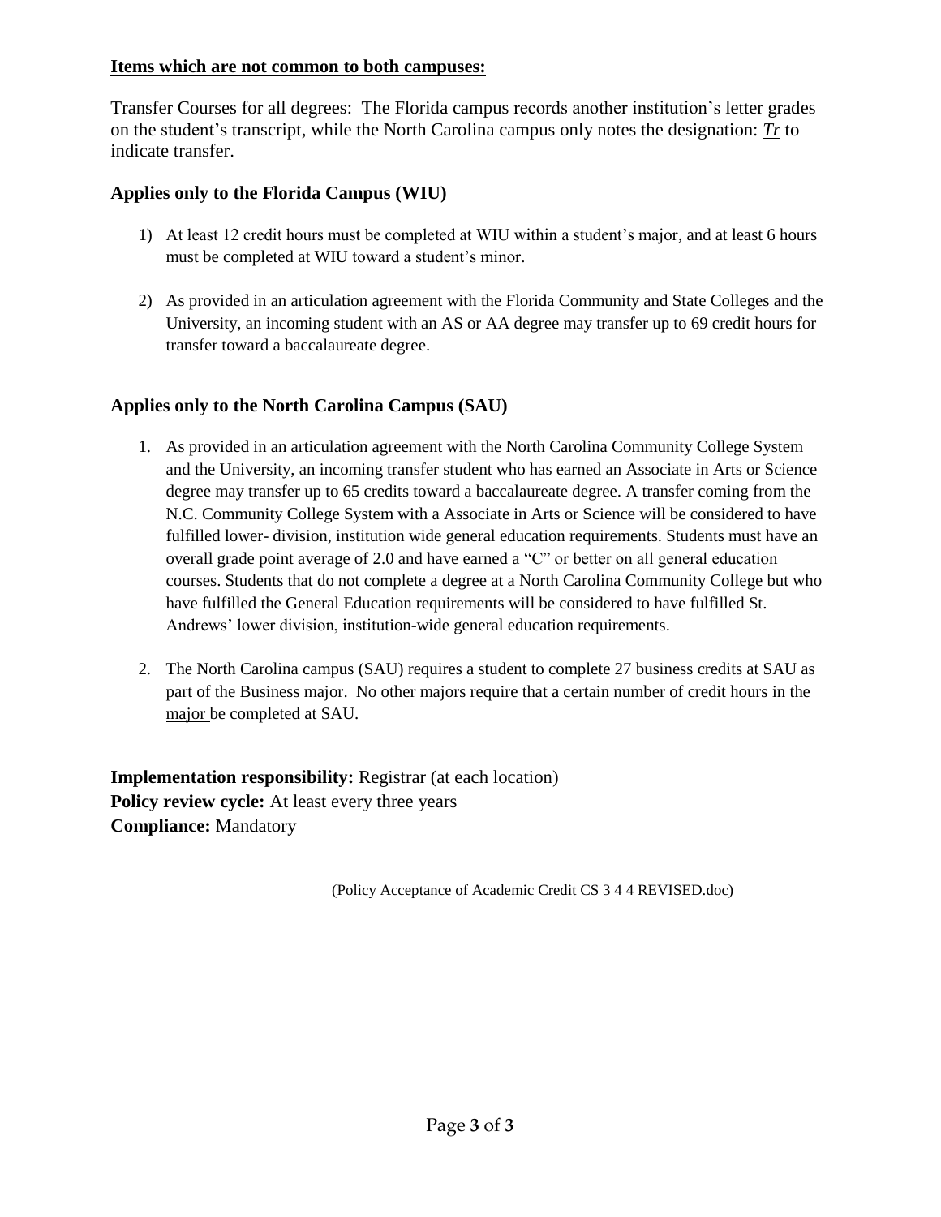**Items which are not common to both campuses:**

Transfer Courses for all degrees: The Florida campus records another institution's letter grades on the student's transcript, while the North Carolina campus only notes the designation: ***Tr*** to indicate transfer.

### Applies only to the Florida Campus (WIU)

1) At least 12 credit hours must be completed at WIU within a student's major, and at least 6 hours must be completed at WIU toward a student's minor.

2) As provided in an articulation agreement with the Florida Community and State Colleges and the University, an incoming student with an AS or AA degree may transfer up to 69 credit hours for transfer toward a baccalaureate degree.

### Applies only to the North Carolina Campus (SAU)

1. As provided in an articulation agreement with the North Carolina Community College System and the University, an incoming transfer student who has earned an Associate in Arts or Science degree may transfer up to 65 credits toward a baccalaureate degree. A transfer coming from the N.C. Community College System with a Associate in Arts or Science will be considered to have fulfilled lower- division, institution wide general education requirements. Students must have an overall grade point average of 2.0 and have earned a "C" or better on all general education courses. Students that do not complete a degree at a North Carolina Community College but who have fulfilled the General Education requirements will be considered to have fulfilled St. Andrews' lower division, institution-wide general education requirements.

2. The North Carolina campus (SAU) requires a student to complete 27 business credits at SAU as part of the Business major. No other majors require that a certain number of credit hours in the major be completed at SAU.

**Implementation responsibility:** Registrar (at each location)
**Policy review cycle:** At least every three years
**Compliance:** Mandatory

(Policy Acceptance of Academic Credit CS 3 4 4 REVISED.doc)